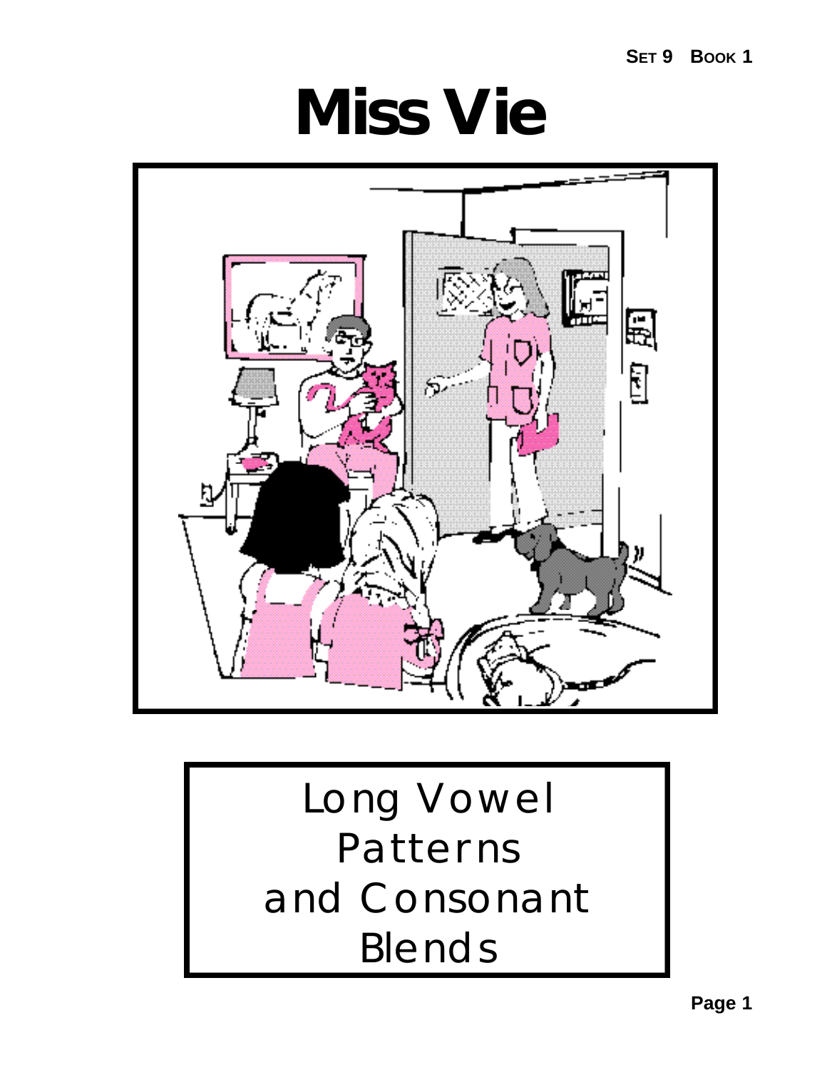SET 9 BOOK 1

# Miss Vie

Long Vowel Patterns and Consonant Blends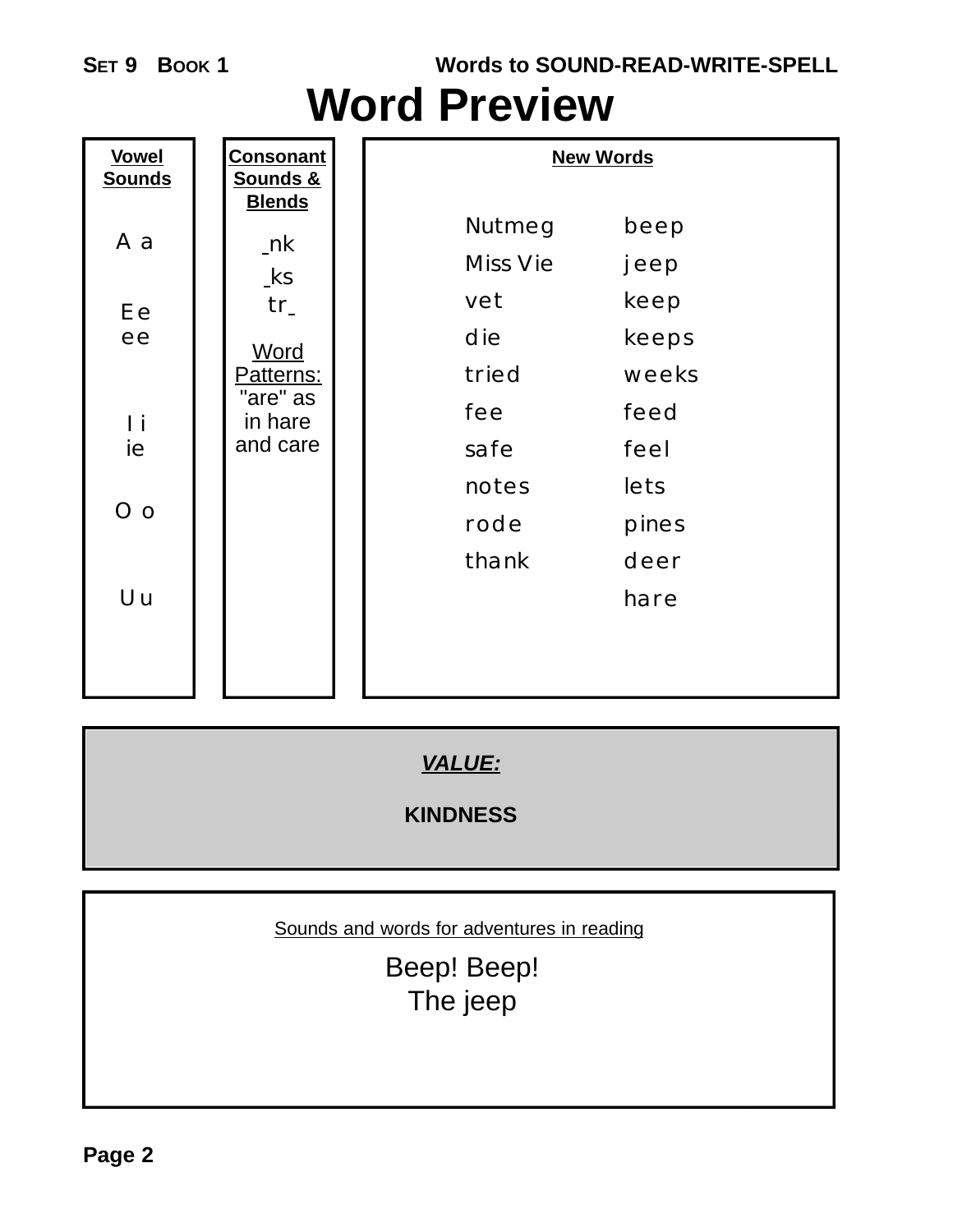SET 9 BOOK 1 — Words to SOUND-READ-WRITE-SPELL

# Word Preview

| Vowel Sounds | Consonant Sounds & Blends | New Words | |
|---|---|---|---|
| A a | _nk | Nutmeg | beep |
| E e<br>ee | _ks | Miss Vie | jeep |
| I i<br>ie | tr_ | vet | keep |
| O o | Word Patterns:<br>"are" as in hare and care | die | keeps |
| U u | | tried | weeks |
| | | fee | feed |
| | | safe | feel |
| | | notes | lets |
| | | rode | pines |
| | | thank | deer |
| | | | hare |

***VALUE:***

**KINDNESS**

Sounds and words for adventures in reading

Beep! Beep!
The jeep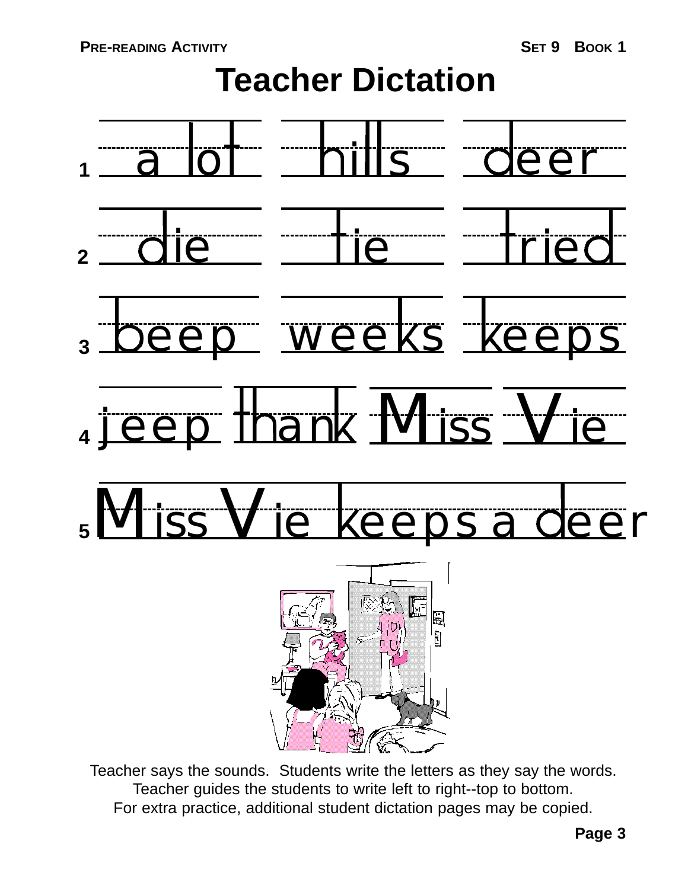PRE-READING ACTIVITY

SET 9 BOOK 1

# Teacher Dictation

1. a lot hills deer
2. die tie tried
3. beep weeks keeps
4. jeep thank Miss Vie
5. Miss Vie keeps a deer

Teacher says the sounds. Students write the letters as they say the words.
Teacher guides the students to write left to right--top to bottom.
For extra practice, additional student dictation pages may be copied.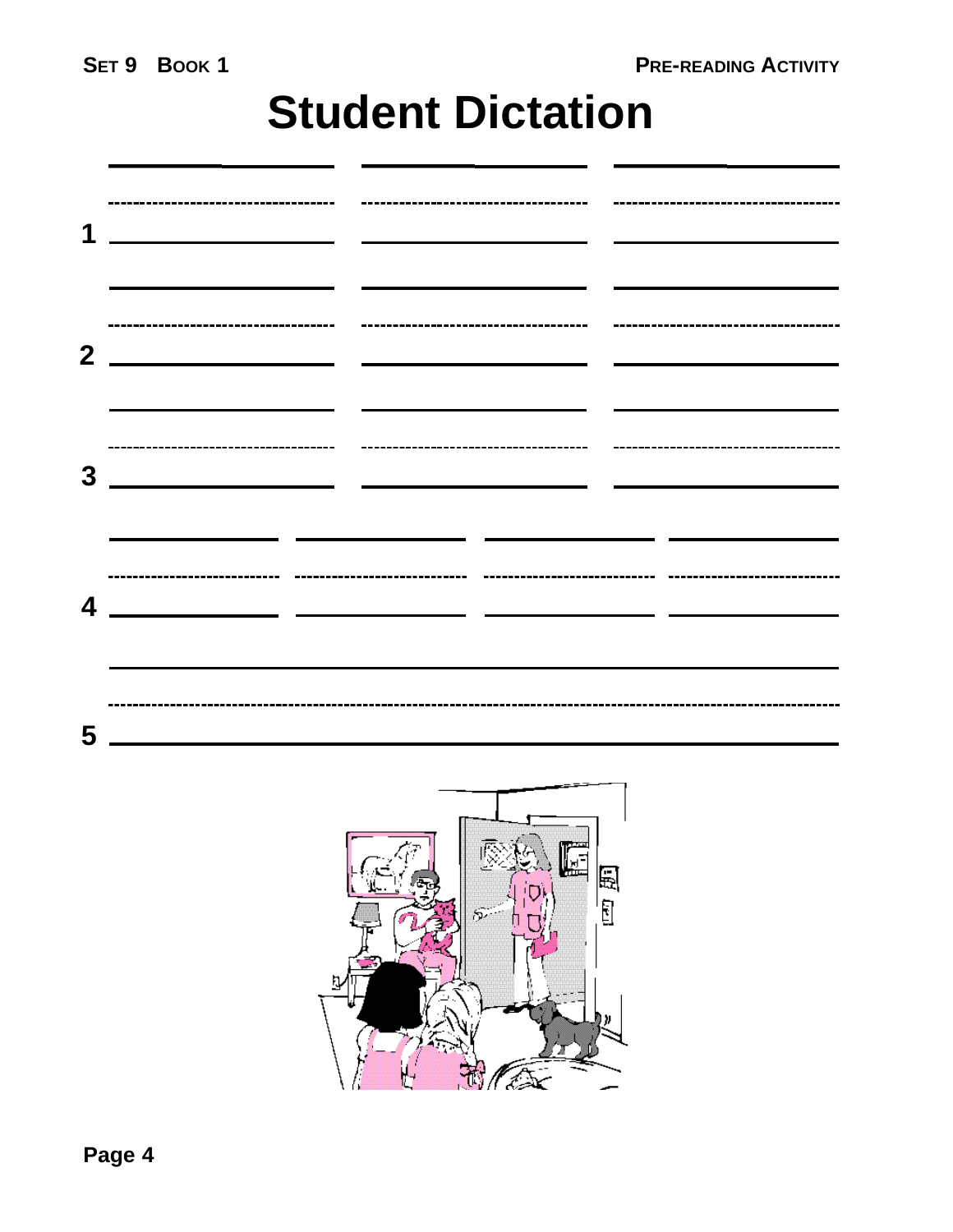SET 9 BOOK 1

PRE-READING ACTIVITY

# Student Dictation

1 ______________ ______________ ______________

2 ______________ ______________ ______________

3 ______________ ______________ ______________

4 __________ __________ __________ __________

5 ______________________________________________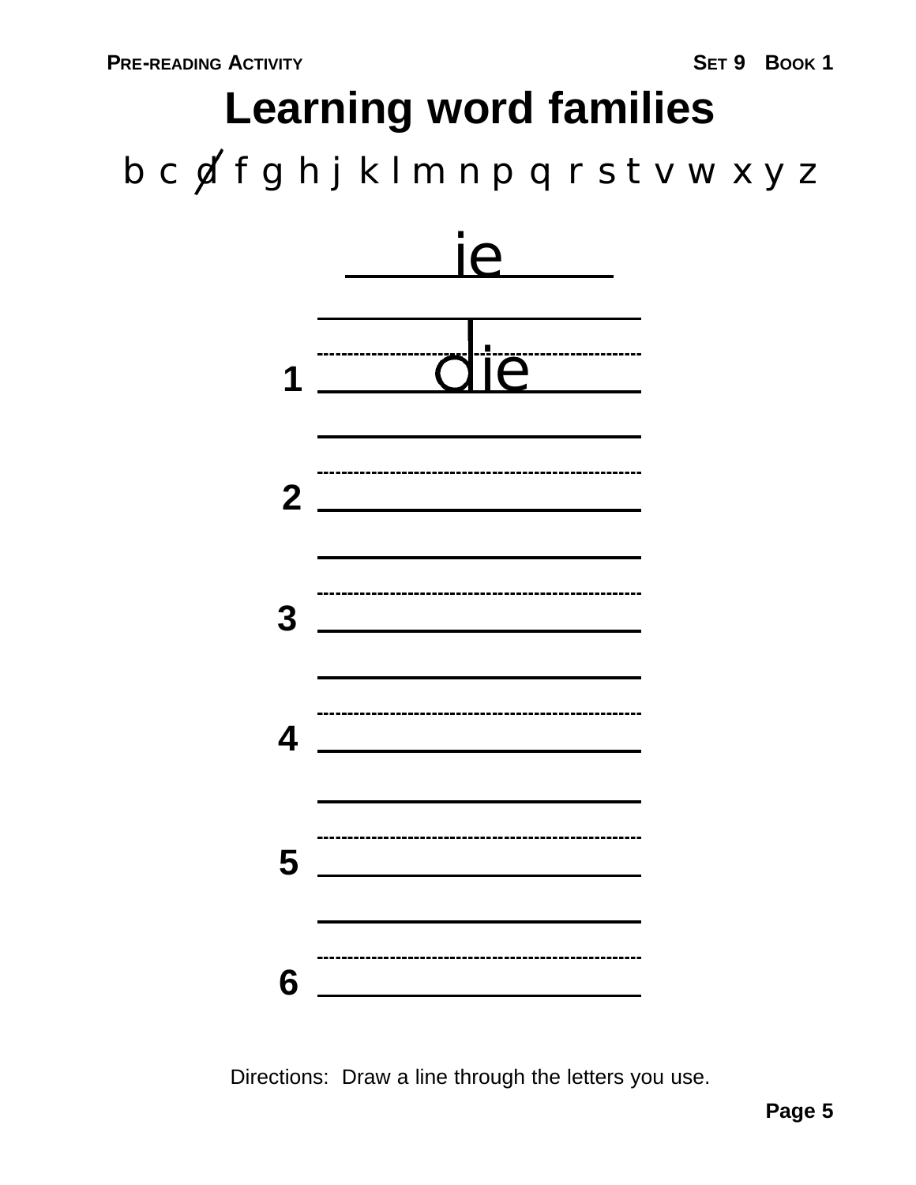PRE-READING ACTIVITY SET 9 BOOK 1

# Learning word families

b c ~~d~~ f g h j k l m n p q r s t v w x y z

ie

1. die
2. 
3. 
4. 
5. 
6. 

Directions: Draw a line through the letters you use.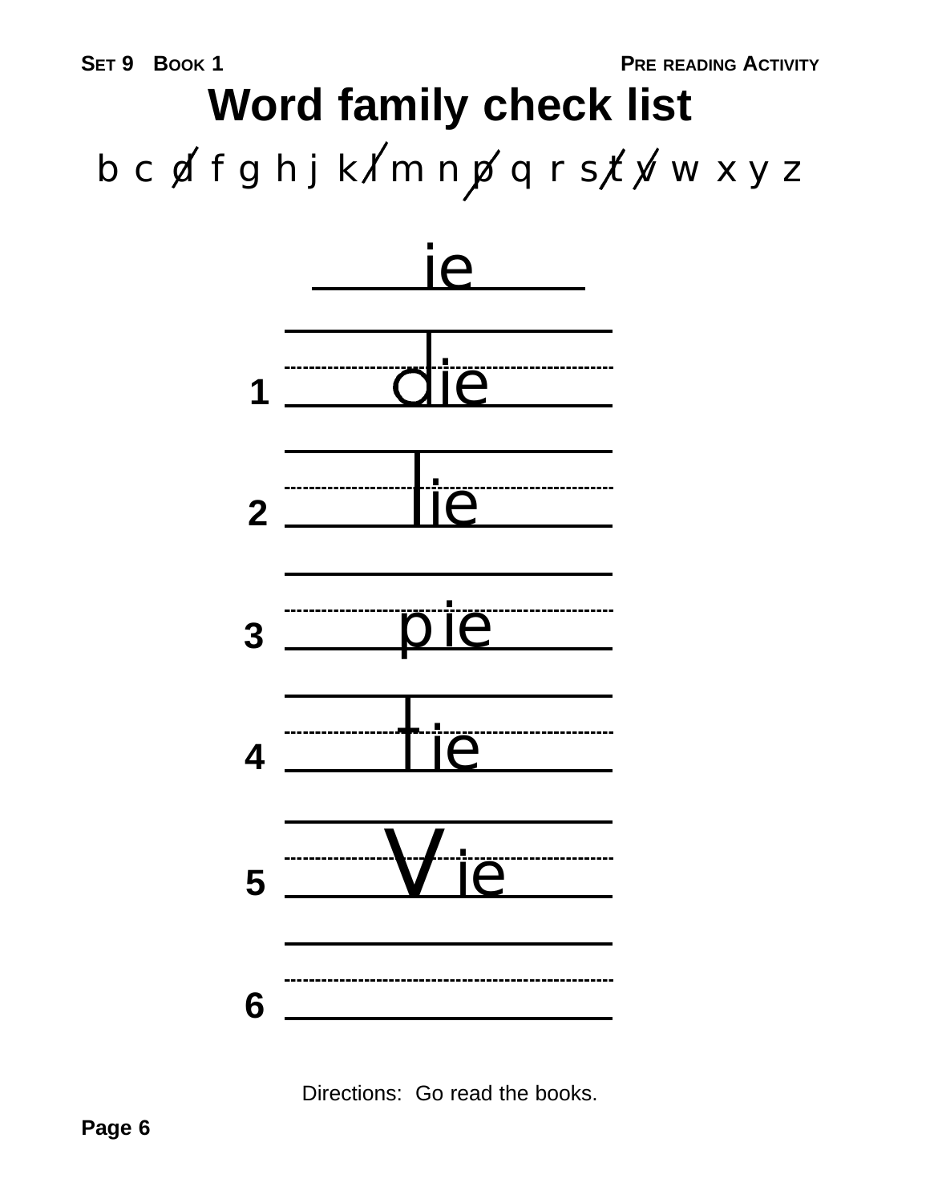# Word family check list

b c d f g h j k l m n p q r s t v w x y z

ie

1 die

2 lie

3 pie

4 tie

5 vie

6

Directions: Go read the books.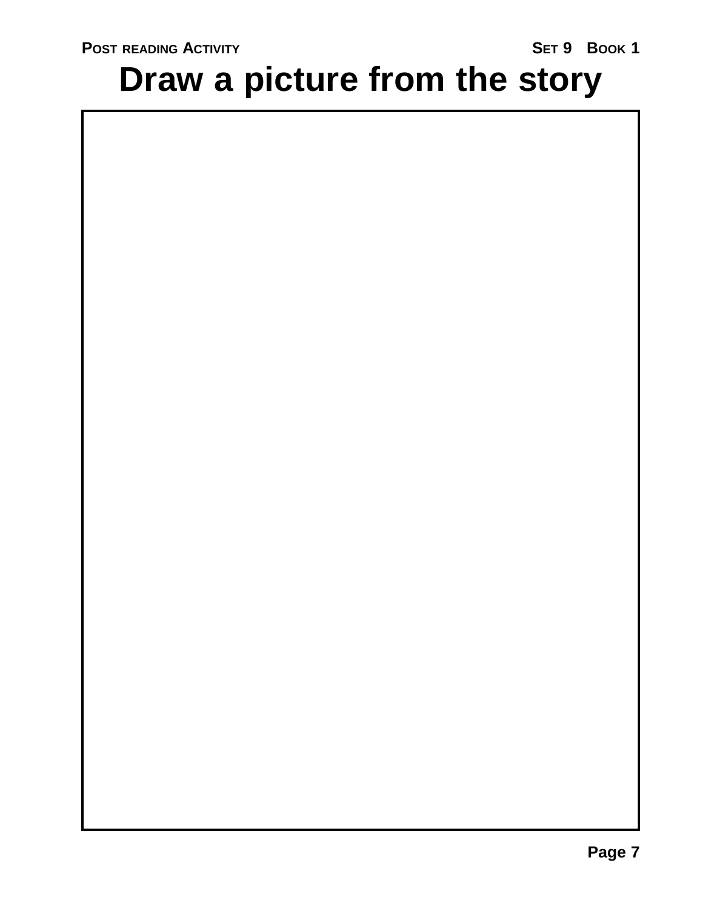POST READING ACTIVITY SET 9 BOOK 1

# Draw a picture from the story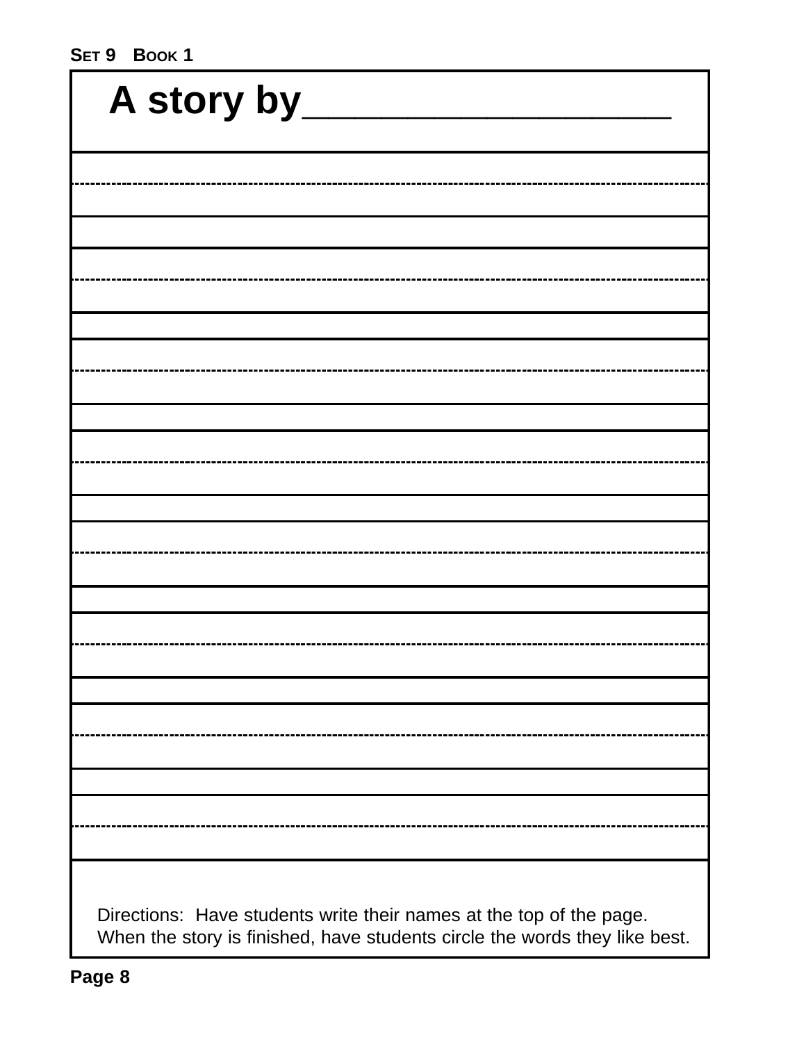# A story by____________________

Directions: Have students write their names at the top of the page. When the story is finished, have students circle the words they like best.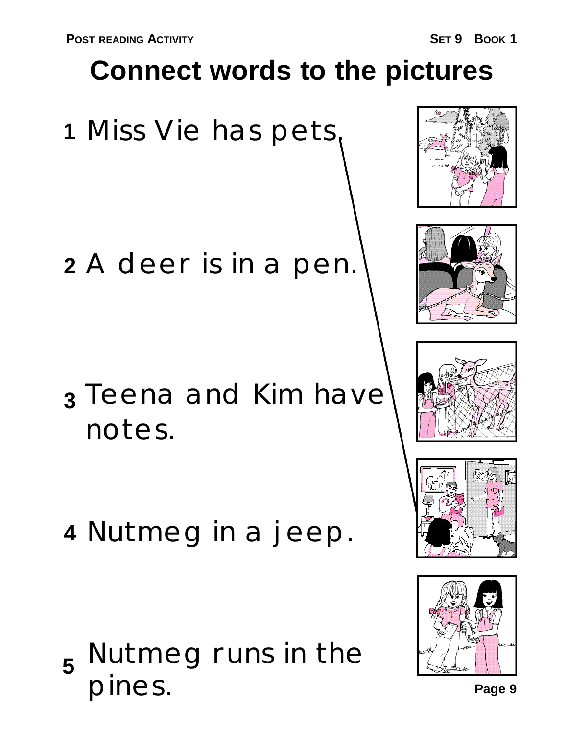POST READING ACTIVITY

SET 9 BOOK 1

# Connect words to the pictures

1 Miss Vie has pets.

2 A deer is in a pen.

3 Teena and Kim have notes.

4 Nutmeg in a jeep.

5 Nutmeg runs in the pines.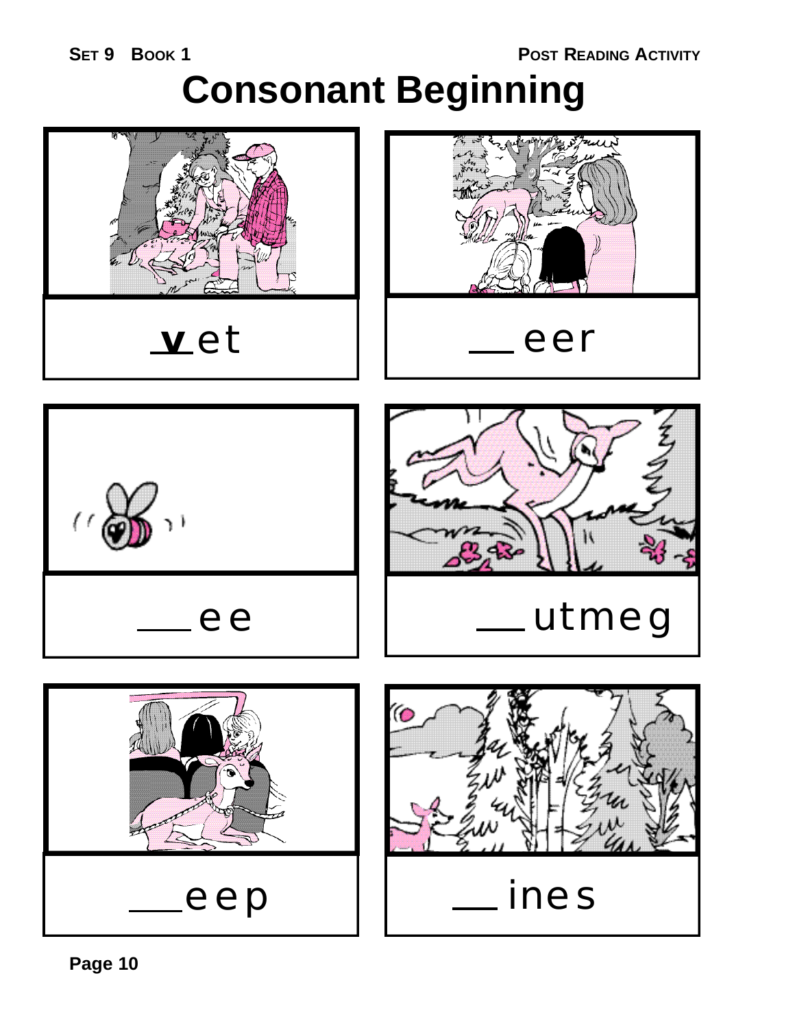# Consonant Beginning

**v** et

___ eer

___ ee

___ utmeg

___ eep

___ ines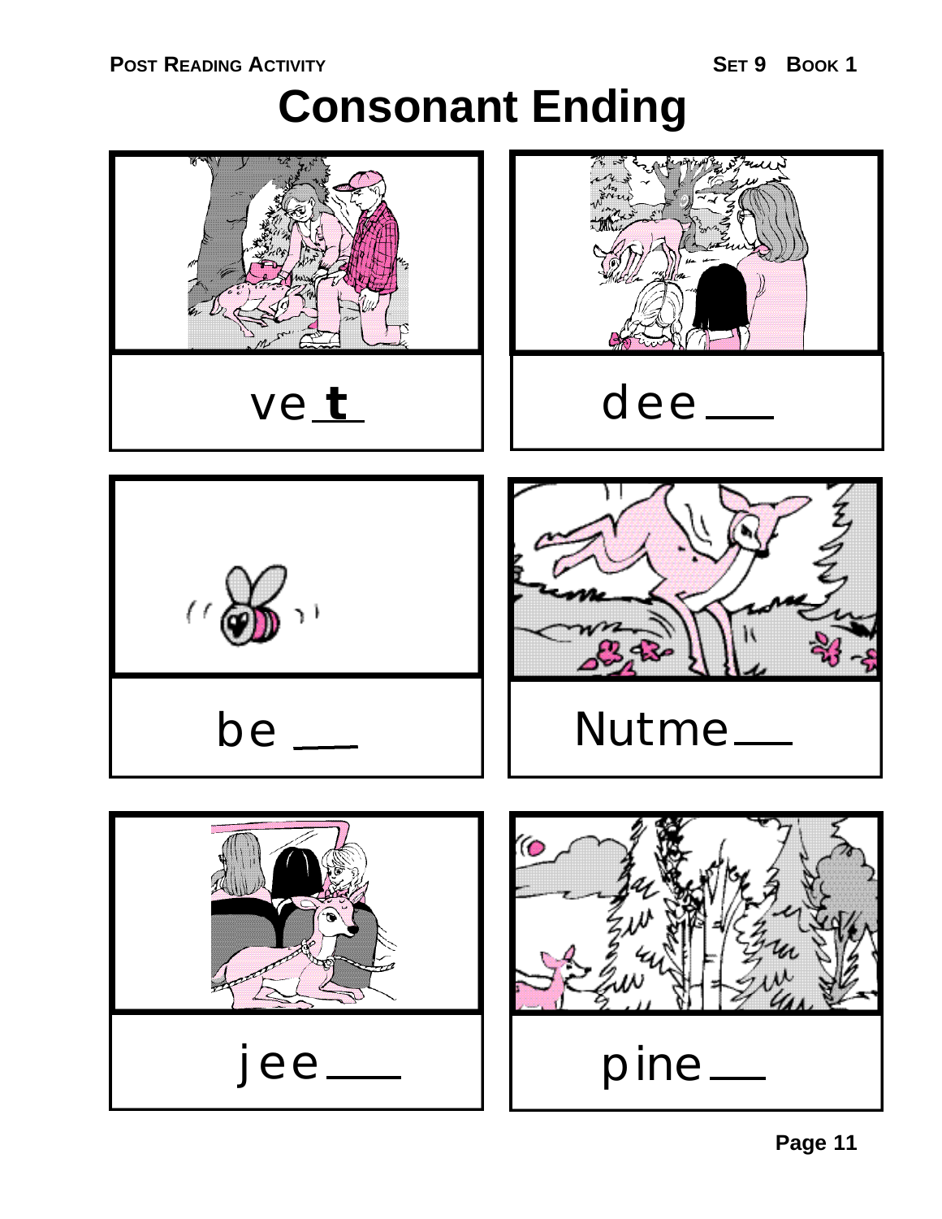# Consonant Ending

| | |
|---|---|
| ve **t** | dee ___ |
| be ___ | Nutme ___ |
| jee ___ | pine ___ |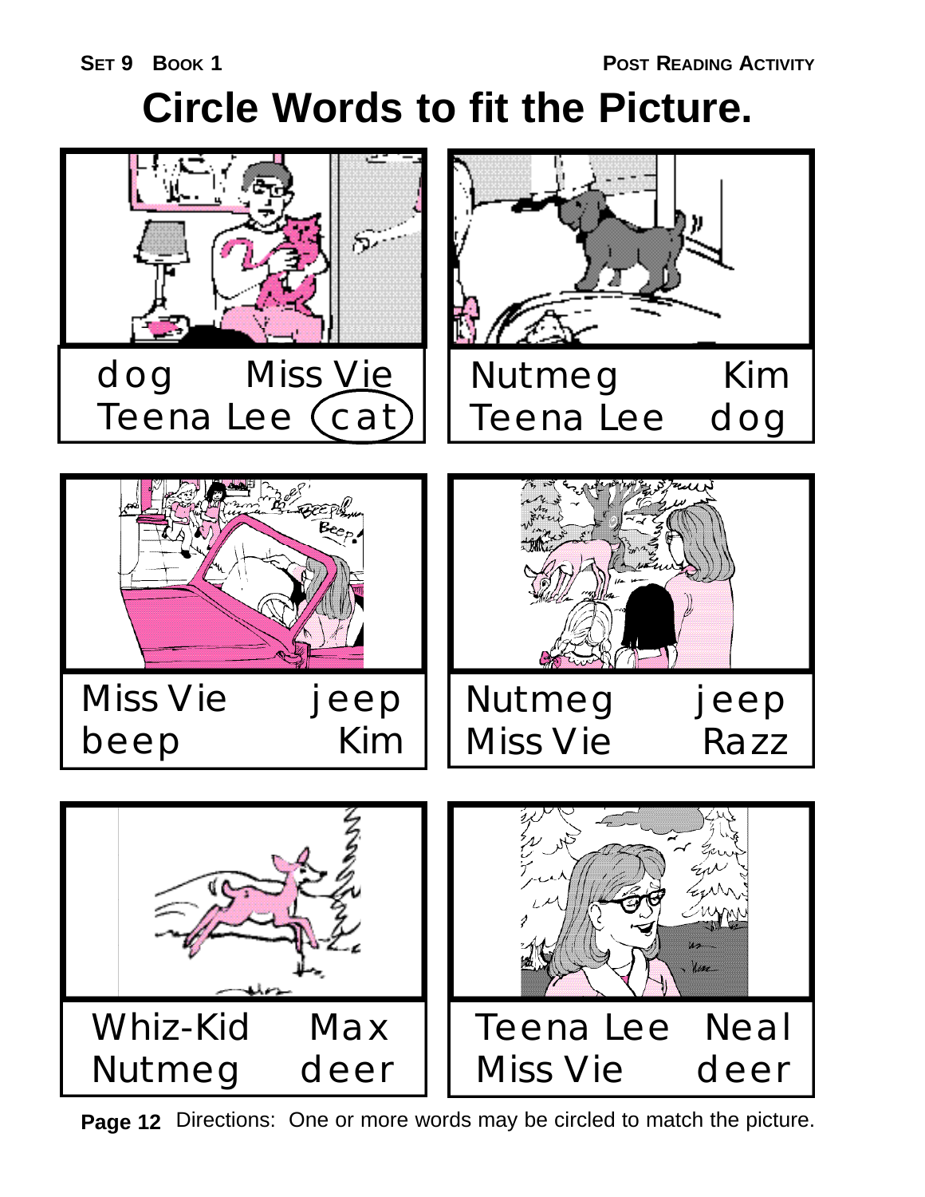# Circle Words to fit the Picture.

dog Miss Vie
Teena Lee (cat)

Nutmeg Kim
Teena Lee dog

Miss Vie jeep
beep Kim

Nutmeg jeep
Miss Vie Razz

Whiz-Kid Max
Nutmeg deer

Teena Lee Neal
Miss Vie deer

Directions: One or more words may be circled to match the picture.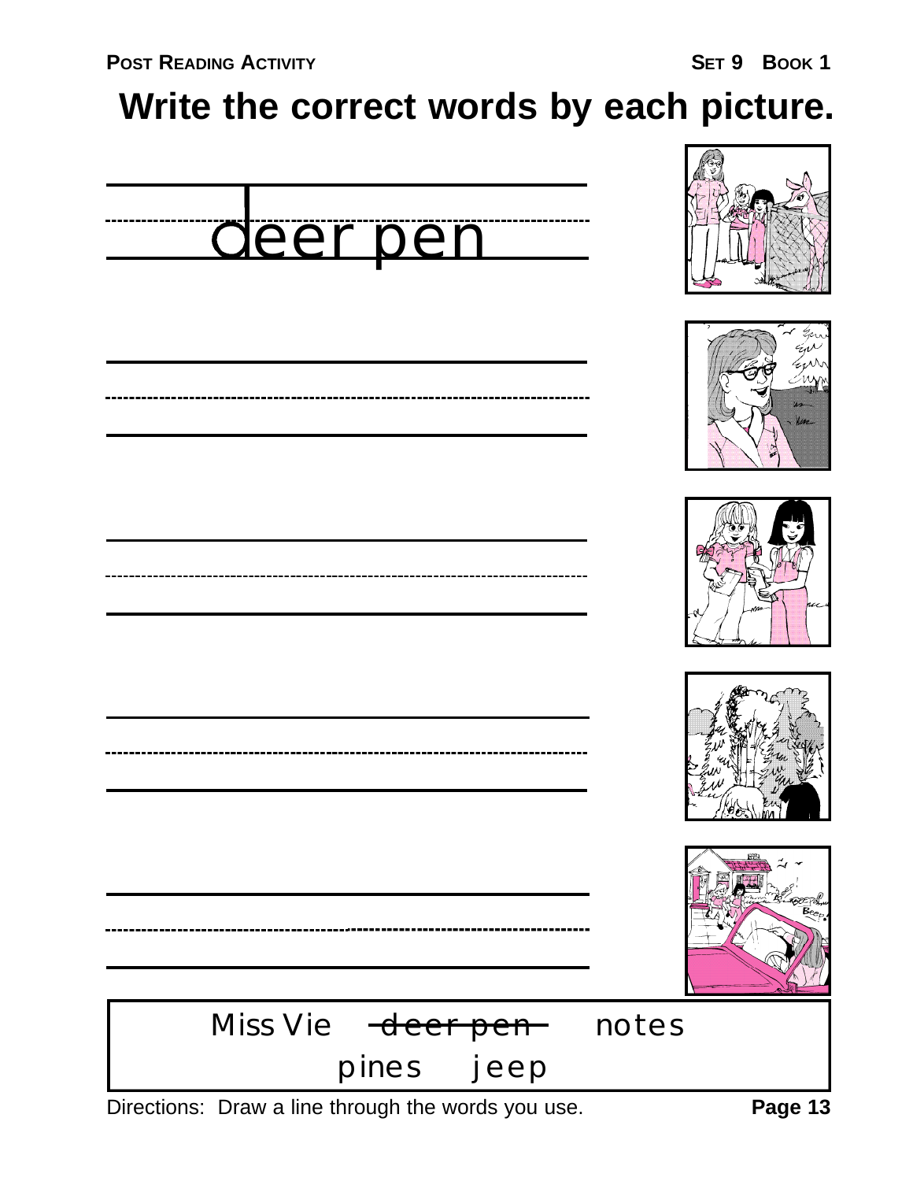**POST READING ACTIVITY** **SET 9 BOOK 1**

# Write the correct words by each picture.

deer pen

______________________________

______________________________

______________________________

______________________________

Miss Vie ~~deer pen~~ notes

pines jeep

Directions: Draw a line through the words you use.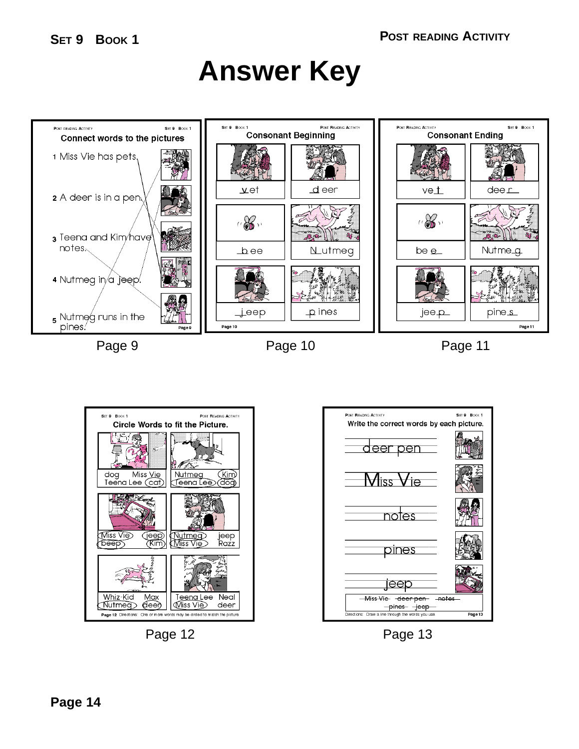# Answer Key

## Page 9

**Connect words to the pictures**

1. Miss Vie has pets.
2. A deer is in a pen.
3. Teena and Kim have notes.
4. Nutmeg in a jeep.
5. Nutmeg runs in the pines.

## Page 10

**Consonant Beginning**

- v et
- d eer
- b ee
- N utmeg
- j eep
- p ines

## Page 11

**Consonant Ending**

- ve t
- dee r
- be e
- Nutme g
- jee p
- pine s

## Page 12

**Circle Words to fit the Picture.**

- dog, Miss Vie, Teena Lee, (cat)
- Nutmeg, (Kim), (Teena Lee), (dog)
- (Miss Vie), (jeep), (beep), (Kim)
- (Nutmeg), jeep, (Miss Vie), Razz
- Whiz-Kid, Max, (Nutmeg), (deer)
- Teena Lee, Neal, (Miss Vie), deer

Directions: One or more words may be circled to match the picture.

## Page 13

**Write the correct words by each picture.**

- deer pen
- Miss Vie
- notes
- pines
- jeep

~~Miss Vie~~ ~~deer pen~~ ~~notes~~ ~~pines~~ ~~jeep~~

Directions: Draw a line through the words you use.